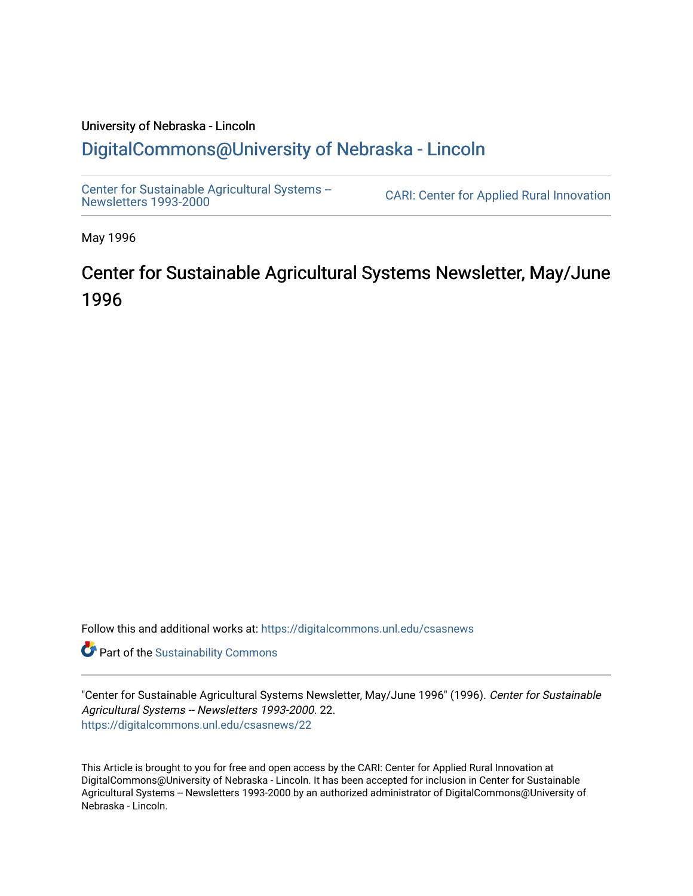University of Nebraska - Lincoln

## DigitalCommons@University of Nebraska - Lincoln

Center for Sustainable Agricultural Systems -- Newsletters 1993-2000

CARI: Center for Applied Rural Innovation

May 1996

# Center for Sustainable Agricultural Systems Newsletter, May/June 1996

Follow this and additional works at: https://digitalcommons.unl.edu/csasnews

Part of the Sustainability Commons

"Center for Sustainable Agricultural Systems Newsletter, May/June 1996" (1996). *Center for Sustainable Agricultural Systems -- Newsletters 1993-2000*. 22.
https://digitalcommons.unl.edu/csasnews/22

This Article is brought to you for free and open access by the CARI: Center for Applied Rural Innovation at DigitalCommons@University of Nebraska - Lincoln. It has been accepted for inclusion in Center for Sustainable Agricultural Systems -- Newsletters 1993-2000 by an authorized administrator of DigitalCommons@University of Nebraska - Lincoln.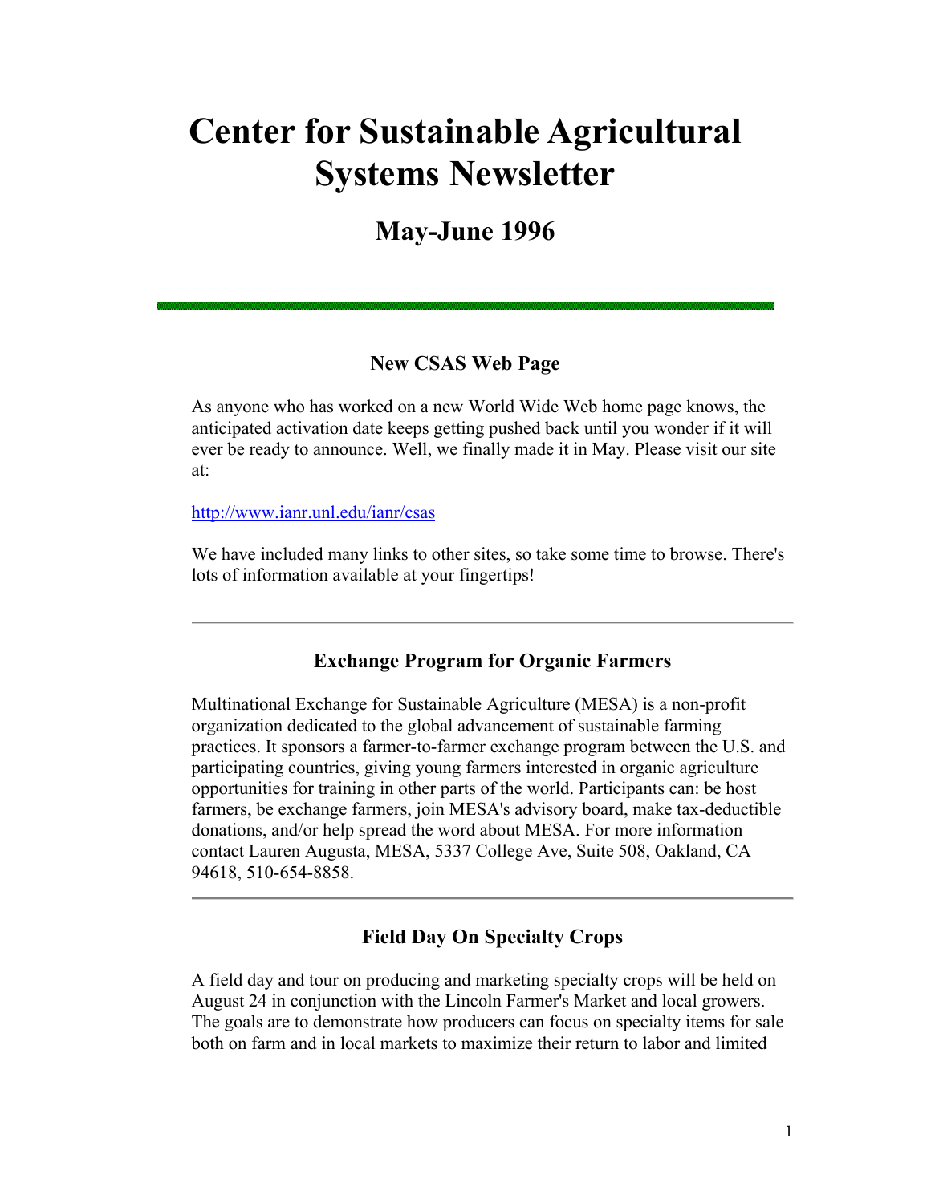# Center for Sustainable Agricultural Systems Newsletter

## May-June 1996

---

### New CSAS Web Page

As anyone who has worked on a new World Wide Web home page knows, the anticipated activation date keeps getting pushed back until you wonder if it will ever be ready to announce. Well, we finally made it in May. Please visit our site at:

http://www.ianr.unl.edu/ianr/csas

We have included many links to other sites, so take some time to browse. There's lots of information available at your fingertips!

---

### Exchange Program for Organic Farmers

Multinational Exchange for Sustainable Agriculture (MESA) is a non-profit organization dedicated to the global advancement of sustainable farming practices. It sponsors a farmer-to-farmer exchange program between the U.S. and participating countries, giving young farmers interested in organic agriculture opportunities for training in other parts of the world. Participants can: be host farmers, be exchange farmers, join MESA's advisory board, make tax-deductible donations, and/or help spread the word about MESA. For more information contact Lauren Augusta, MESA, 5337 College Ave, Suite 508, Oakland, CA 94618, 510-654-8858.

---

### Field Day On Specialty Crops

A field day and tour on producing and marketing specialty crops will be held on August 24 in conjunction with the Lincoln Farmer's Market and local growers. The goals are to demonstrate how producers can focus on specialty items for sale both on farm and in local markets to maximize their return to labor and limited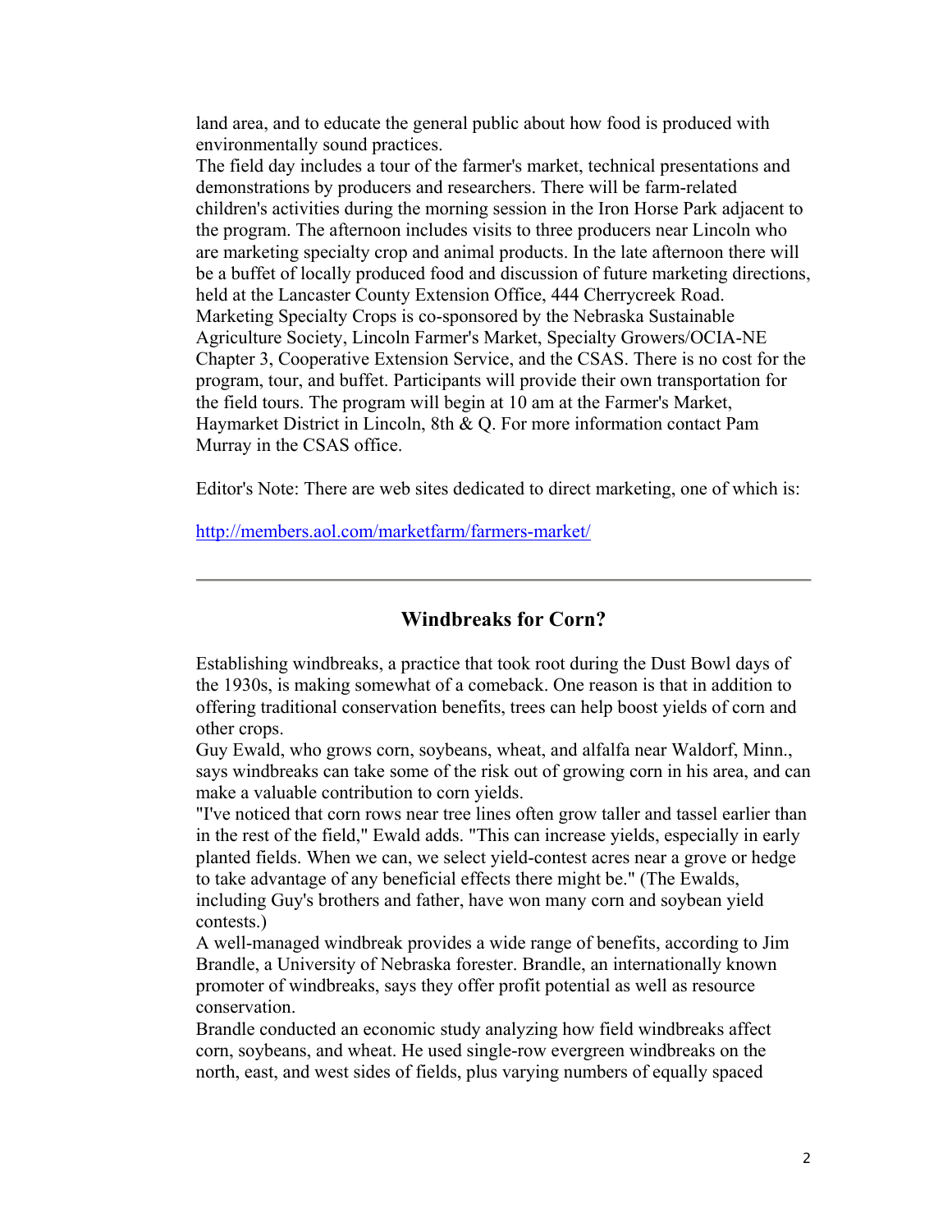land area, and to educate the general public about how food is produced with environmentally sound practices.

The field day includes a tour of the farmer's market, technical presentations and demonstrations by producers and researchers. There will be farm-related children's activities during the morning session in the Iron Horse Park adjacent to the program. The afternoon includes visits to three producers near Lincoln who are marketing specialty crop and animal products. In the late afternoon there will be a buffet of locally produced food and discussion of future marketing directions, held at the Lancaster County Extension Office, 444 Cherrycreek Road.

Marketing Specialty Crops is co-sponsored by the Nebraska Sustainable Agriculture Society, Lincoln Farmer's Market, Specialty Growers/OCIA-NE Chapter 3, Cooperative Extension Service, and the CSAS. There is no cost for the program, tour, and buffet. Participants will provide their own transportation for the field tours. The program will begin at 10 am at the Farmer's Market, Haymarket District in Lincoln, 8th & Q. For more information contact Pam Murray in the CSAS office.

Editor's Note: There are web sites dedicated to direct marketing, one of which is:

http://members.aol.com/marketfarm/farmers-market/

---

## Windbreaks for Corn?

Establishing windbreaks, a practice that took root during the Dust Bowl days of the 1930s, is making somewhat of a comeback. One reason is that in addition to offering traditional conservation benefits, trees can help boost yields of corn and other crops.

Guy Ewald, who grows corn, soybeans, wheat, and alfalfa near Waldorf, Minn., says windbreaks can take some of the risk out of growing corn in his area, and can make a valuable contribution to corn yields.

"I've noticed that corn rows near tree lines often grow taller and tassel earlier than in the rest of the field," Ewald adds. "This can increase yields, especially in early planted fields. When we can, we select yield-contest acres near a grove or hedge to take advantage of any beneficial effects there might be." (The Ewalds, including Guy's brothers and father, have won many corn and soybean yield contests.)

A well-managed windbreak provides a wide range of benefits, according to Jim Brandle, a University of Nebraska forester. Brandle, an internationally known promoter of windbreaks, says they offer profit potential as well as resource conservation.

Brandle conducted an economic study analyzing how field windbreaks affect corn, soybeans, and wheat. He used single-row evergreen windbreaks on the north, east, and west sides of fields, plus varying numbers of equally spaced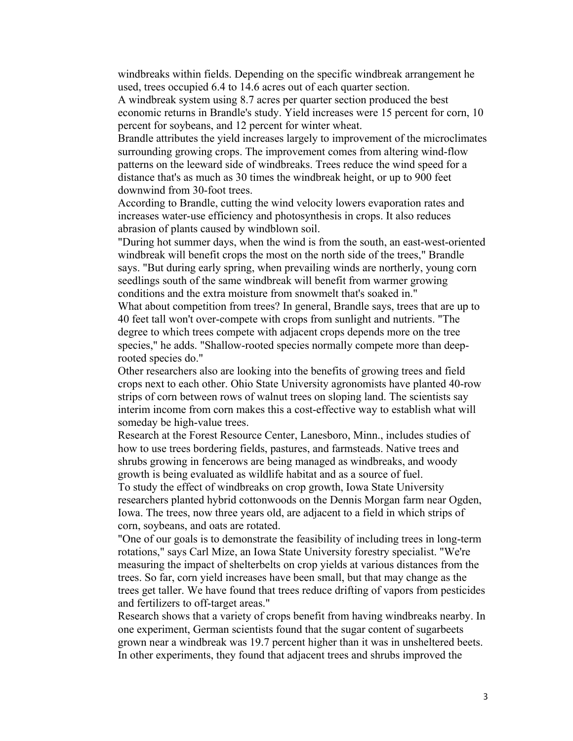windbreaks within fields. Depending on the specific windbreak arrangement he used, trees occupied 6.4 to 14.6 acres out of each quarter section.

A windbreak system using 8.7 acres per quarter section produced the best economic returns in Brandle's study. Yield increases were 15 percent for corn, 10 percent for soybeans, and 12 percent for winter wheat.

Brandle attributes the yield increases largely to improvement of the microclimates surrounding growing crops. The improvement comes from altering wind-flow patterns on the leeward side of windbreaks. Trees reduce the wind speed for a distance that's as much as 30 times the windbreak height, or up to 900 feet downwind from 30-foot trees.

According to Brandle, cutting the wind velocity lowers evaporation rates and increases water-use efficiency and photosynthesis in crops. It also reduces abrasion of plants caused by windblown soil.

"During hot summer days, when the wind is from the south, an east-west-oriented windbreak will benefit crops the most on the north side of the trees," Brandle says. "But during early spring, when prevailing winds are northerly, young corn seedlings south of the same windbreak will benefit from warmer growing conditions and the extra moisture from snowmelt that's soaked in."

What about competition from trees? In general, Brandle says, trees that are up to 40 feet tall won't over-compete with crops from sunlight and nutrients. "The degree to which trees compete with adjacent crops depends more on the tree species," he adds. "Shallow-rooted species normally compete more than deep-rooted species do."

Other researchers also are looking into the benefits of growing trees and field crops next to each other. Ohio State University agronomists have planted 40-row strips of corn between rows of walnut trees on sloping land. The scientists say interim income from corn makes this a cost-effective way to establish what will someday be high-value trees.

Research at the Forest Resource Center, Lanesboro, Minn., includes studies of how to use trees bordering fields, pastures, and farmsteads. Native trees and shrubs growing in fencerows are being managed as windbreaks, and woody growth is being evaluated as wildlife habitat and as a source of fuel.

To study the effect of windbreaks on crop growth, Iowa State University researchers planted hybrid cottonwoods on the Dennis Morgan farm near Ogden, Iowa. The trees, now three years old, are adjacent to a field in which strips of corn, soybeans, and oats are rotated.

"One of our goals is to demonstrate the feasibility of including trees in long-term rotations," says Carl Mize, an Iowa State University forestry specialist. "We're measuring the impact of shelterbelts on crop yields at various distances from the trees. So far, corn yield increases have been small, but that may change as the trees get taller. We have found that trees reduce drifting of vapors from pesticides and fertilizers to off-target areas."

Research shows that a variety of crops benefit from having windbreaks nearby. In one experiment, German scientists found that the sugar content of sugarbeets grown near a windbreak was 19.7 percent higher than it was in unsheltered beets. In other experiments, they found that adjacent trees and shrubs improved the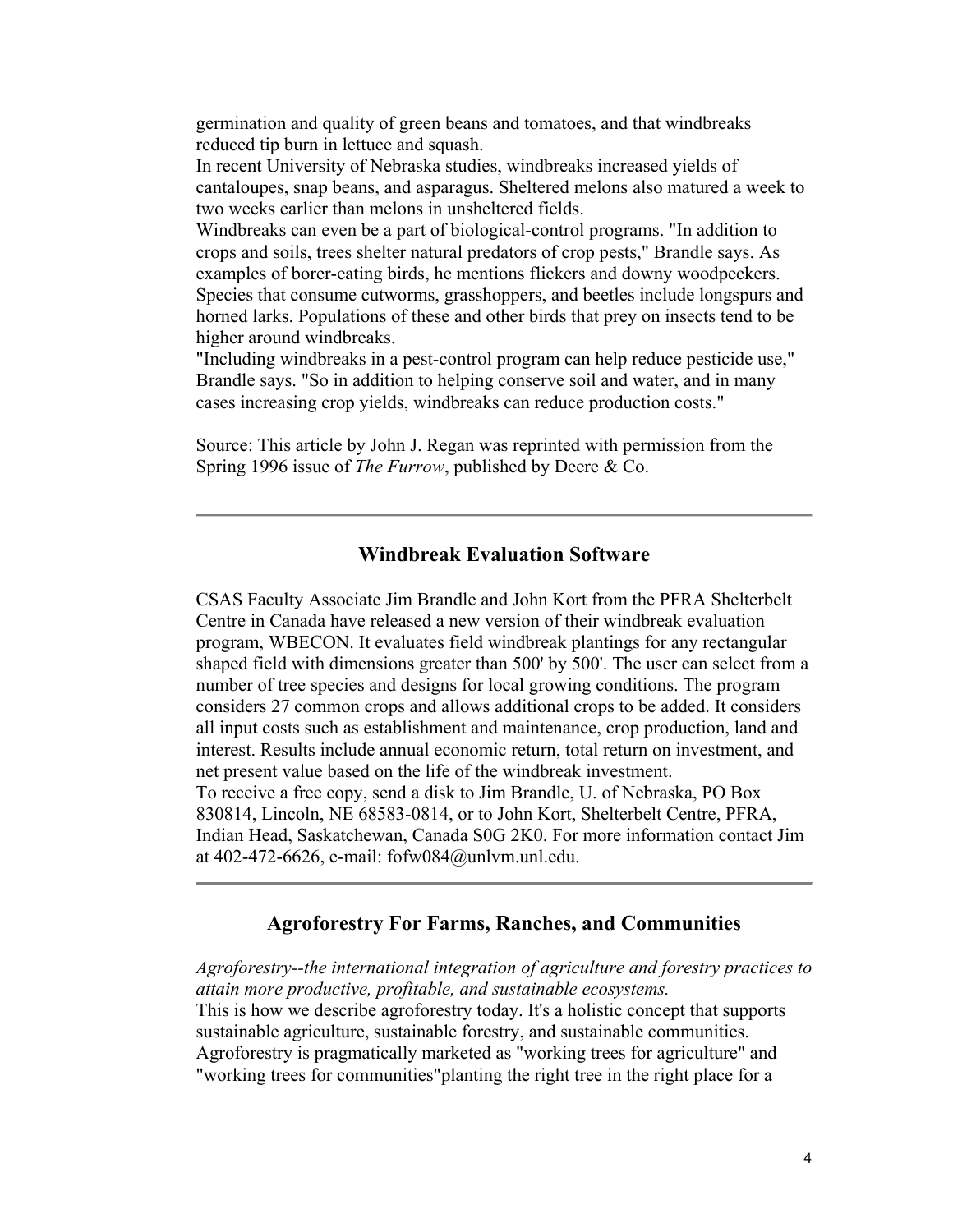germination and quality of green beans and tomatoes, and that windbreaks reduced tip burn in lettuce and squash.

In recent University of Nebraska studies, windbreaks increased yields of cantaloupes, snap beans, and asparagus. Sheltered melons also matured a week to two weeks earlier than melons in unsheltered fields.

Windbreaks can even be a part of biological-control programs. "In addition to crops and soils, trees shelter natural predators of crop pests," Brandle says. As examples of borer-eating birds, he mentions flickers and downy woodpeckers. Species that consume cutworms, grasshoppers, and beetles include longspurs and horned larks. Populations of these and other birds that prey on insects tend to be higher around windbreaks.

"Including windbreaks in a pest-control program can help reduce pesticide use," Brandle says. "So in addition to helping conserve soil and water, and in many cases increasing crop yields, windbreaks can reduce production costs."

Source: This article by John J. Regan was reprinted with permission from the Spring 1996 issue of *The Furrow*, published by Deere & Co.

---

## Windbreak Evaluation Software

CSAS Faculty Associate Jim Brandle and John Kort from the PFRA Shelterbelt Centre in Canada have released a new version of their windbreak evaluation program, WBECON. It evaluates field windbreak plantings for any rectangular shaped field with dimensions greater than 500' by 500'. The user can select from a number of tree species and designs for local growing conditions. The program considers 27 common crops and allows additional crops to be added. It considers all input costs such as establishment and maintenance, crop production, land and interest. Results include annual economic return, total return on investment, and net present value based on the life of the windbreak investment.

To receive a free copy, send a disk to Jim Brandle, U. of Nebraska, PO Box 830814, Lincoln, NE 68583-0814, or to John Kort, Shelterbelt Centre, PFRA, Indian Head, Saskatchewan, Canada S0G 2K0. For more information contact Jim at 402-472-6626, e-mail: fofw084@unlvm.unl.edu.

---

## Agroforestry For Farms, Ranches, and Communities

*Agroforestry--the international integration of agriculture and forestry practices to attain more productive, profitable, and sustainable ecosystems.*

This is how we describe agroforestry today. It's a holistic concept that supports sustainable agriculture, sustainable forestry, and sustainable communities. Agroforestry is pragmatically marketed as "working trees for agriculture" and "working trees for communities"planting the right tree in the right place for a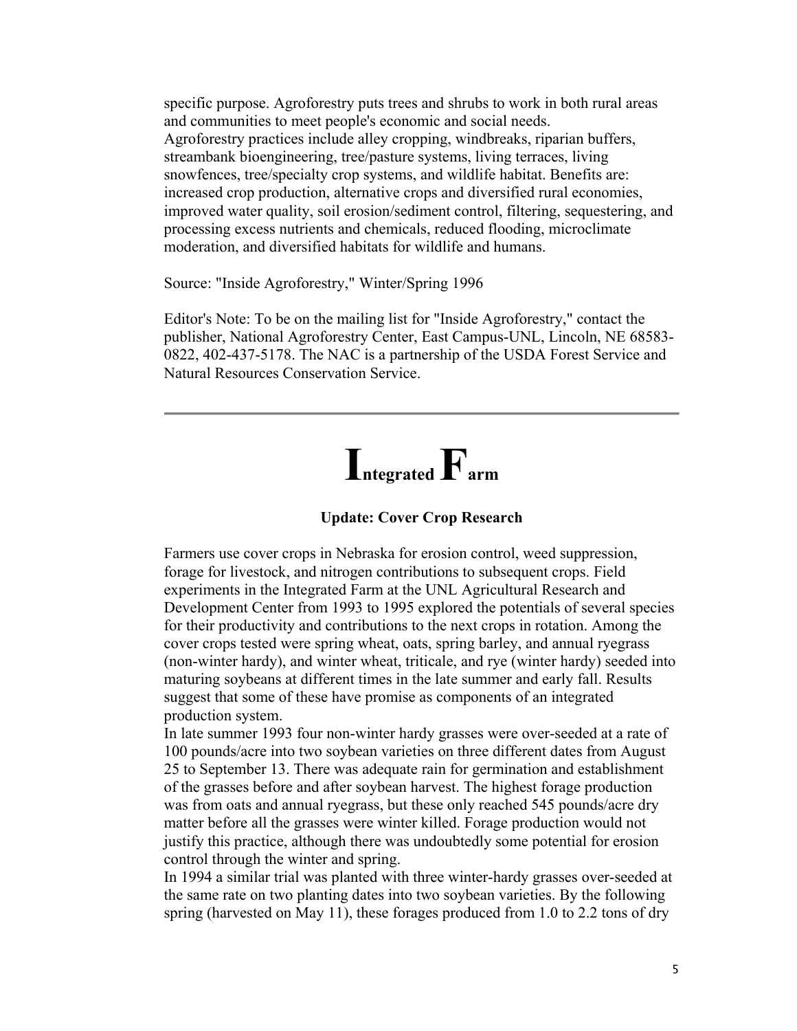specific purpose. Agroforestry puts trees and shrubs to work in both rural areas and communities to meet people's economic and social needs.
Agroforestry practices include alley cropping, windbreaks, riparian buffers, streambank bioengineering, tree/pasture systems, living terraces, living snowfences, tree/specialty crop systems, and wildlife habitat. Benefits are: increased crop production, alternative crops and diversified rural economies, improved water quality, soil erosion/sediment control, filtering, sequestering, and processing excess nutrients and chemicals, reduced flooding, microclimate moderation, and diversified habitats for wildlife and humans.

Source: "Inside Agroforestry," Winter/Spring 1996

Editor's Note: To be on the mailing list for "Inside Agroforestry," contact the publisher, National Agroforestry Center, East Campus-UNL, Lincoln, NE 68583-0822, 402-437-5178. The NAC is a partnership of the USDA Forest Service and Natural Resources Conservation Service.

---

# Integrated Farm

### Update: Cover Crop Research

Farmers use cover crops in Nebraska for erosion control, weed suppression, forage for livestock, and nitrogen contributions to subsequent crops. Field experiments in the Integrated Farm at the UNL Agricultural Research and Development Center from 1993 to 1995 explored the potentials of several species for their productivity and contributions to the next crops in rotation. Among the cover crops tested were spring wheat, oats, spring barley, and annual ryegrass (non-winter hardy), and winter wheat, triticale, and rye (winter hardy) seeded into maturing soybeans at different times in the late summer and early fall. Results suggest that some of these have promise as components of an integrated production system.
In late summer 1993 four non-winter hardy grasses were over-seeded at a rate of 100 pounds/acre into two soybean varieties on three different dates from August 25 to September 13. There was adequate rain for germination and establishment of the grasses before and after soybean harvest. The highest forage production was from oats and annual ryegrass, but these only reached 545 pounds/acre dry matter before all the grasses were winter killed. Forage production would not justify this practice, although there was undoubtedly some potential for erosion control through the winter and spring.
In 1994 a similar trial was planted with three winter-hardy grasses over-seeded at the same rate on two planting dates into two soybean varieties. By the following spring (harvested on May 11), these forages produced from 1.0 to 2.2 tons of dry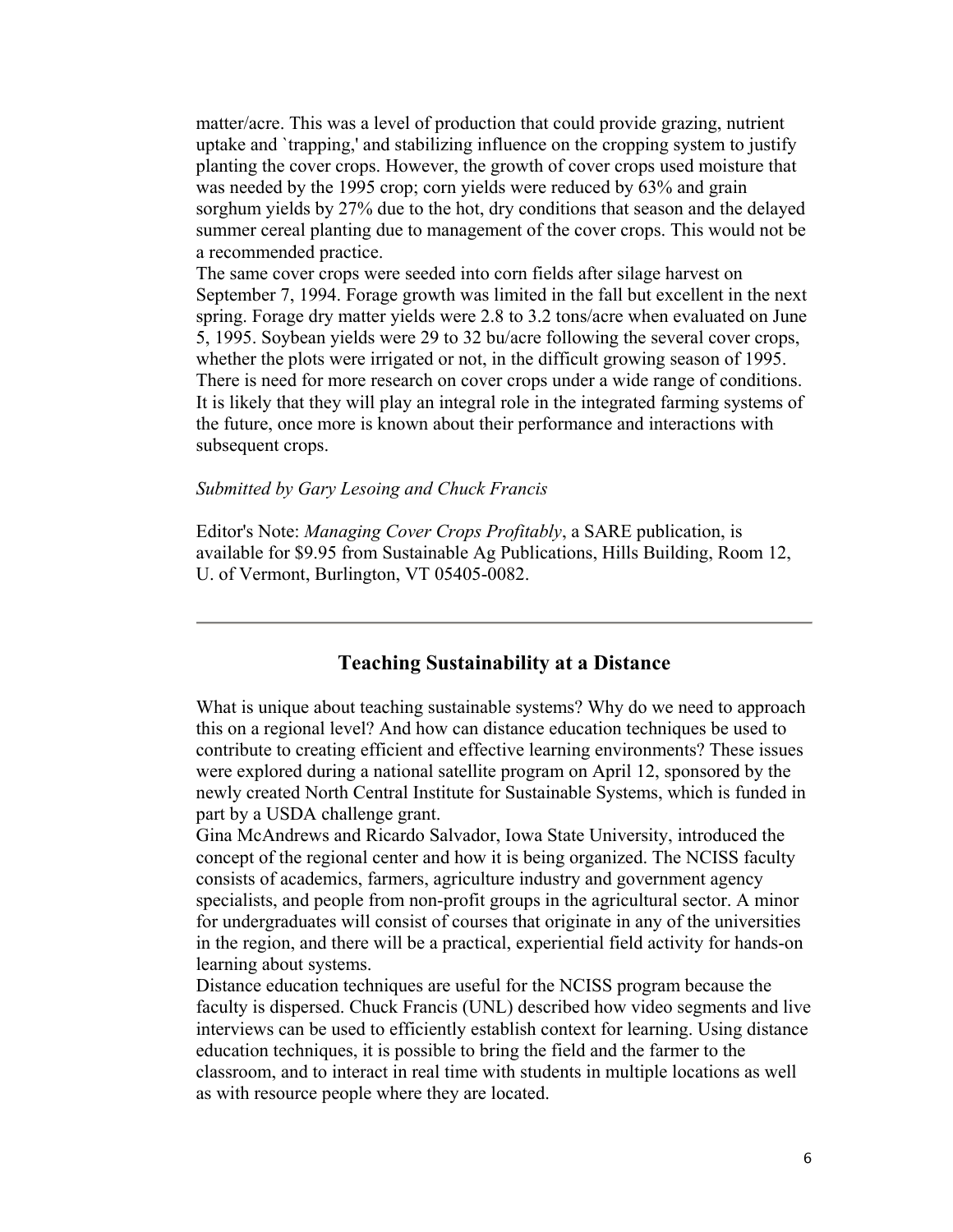matter/acre. This was a level of production that could provide grazing, nutrient uptake and `trapping,' and stabilizing influence on the cropping system to justify planting the cover crops. However, the growth of cover crops used moisture that was needed by the 1995 crop; corn yields were reduced by 63% and grain sorghum yields by 27% due to the hot, dry conditions that season and the delayed summer cereal planting due to management of the cover crops. This would not be a recommended practice.

The same cover crops were seeded into corn fields after silage harvest on September 7, 1994. Forage growth was limited in the fall but excellent in the next spring. Forage dry matter yields were 2.8 to 3.2 tons/acre when evaluated on June 5, 1995. Soybean yields were 29 to 32 bu/acre following the several cover crops, whether the plots were irrigated or not, in the difficult growing season of 1995.

There is need for more research on cover crops under a wide range of conditions. It is likely that they will play an integral role in the integrated farming systems of the future, once more is known about their performance and interactions with subsequent crops.

*Submitted by Gary Lesoing and Chuck Francis*

Editor's Note: *Managing Cover Crops Profitably*, a SARE publication, is available for $9.95 from Sustainable Ag Publications, Hills Building, Room 12, U. of Vermont, Burlington, VT 05405-0082.

---

## Teaching Sustainability at a Distance

What is unique about teaching sustainable systems? Why do we need to approach this on a regional level? And how can distance education techniques be used to contribute to creating efficient and effective learning environments? These issues were explored during a national satellite program on April 12, sponsored by the newly created North Central Institute for Sustainable Systems, which is funded in part by a USDA challenge grant.

Gina McAndrews and Ricardo Salvador, Iowa State University, introduced the concept of the regional center and how it is being organized. The NCISS faculty consists of academics, farmers, agriculture industry and government agency specialists, and people from non-profit groups in the agricultural sector. A minor for undergraduates will consist of courses that originate in any of the universities in the region, and there will be a practical, experiential field activity for hands-on learning about systems.

Distance education techniques are useful for the NCISS program because the faculty is dispersed. Chuck Francis (UNL) described how video segments and live interviews can be used to efficiently establish context for learning. Using distance education techniques, it is possible to bring the field and the farmer to the classroom, and to interact in real time with students in multiple locations as well as with resource people where they are located.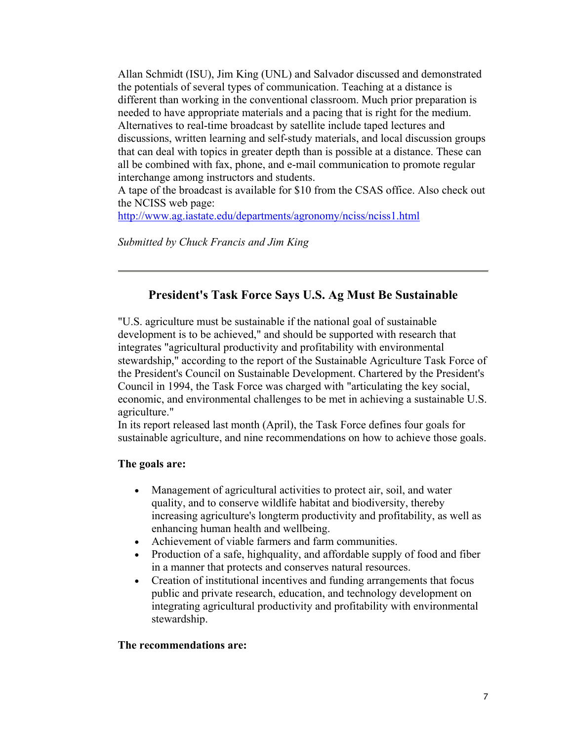Allan Schmidt (ISU), Jim King (UNL) and Salvador discussed and demonstrated the potentials of several types of communication. Teaching at a distance is different than working in the conventional classroom. Much prior preparation is needed to have appropriate materials and a pacing that is right for the medium. Alternatives to real-time broadcast by satellite include taped lectures and discussions, written learning and self-study materials, and local discussion groups that can deal with topics in greater depth than is possible at a distance. These can all be combined with fax, phone, and e-mail communication to promote regular interchange among instructors and students.

A tape of the broadcast is available for $10 from the CSAS office. Also check out the NCISS web page:
[http://www.ag.iastate.edu/departments/agronomy/nciss/nciss1.html](http://www.ag.iastate.edu/departments/agronomy/nciss/nciss1.html)

*Submitted by Chuck Francis and Jim King*

---

## President's Task Force Says U.S. Ag Must Be Sustainable

"U.S. agriculture must be sustainable if the national goal of sustainable development is to be achieved," and should be supported with research that integrates "agricultural productivity and profitability with environmental stewardship," according to the report of the Sustainable Agriculture Task Force of the President's Council on Sustainable Development. Chartered by the President's Council in 1994, the Task Force was charged with "articulating the key social, economic, and environmental challenges to be met in achieving a sustainable U.S. agriculture."

In its report released last month (April), the Task Force defines four goals for sustainable agriculture, and nine recommendations on how to achieve those goals.

**The goals are:**

- Management of agricultural activities to protect air, soil, and water quality, and to conserve wildlife habitat and biodiversity, thereby increasing agriculture's longterm productivity and profitability, as well as enhancing human health and wellbeing.
- Achievement of viable farmers and farm communities.
- Production of a safe, highquality, and affordable supply of food and fiber in a manner that protects and conserves natural resources.
- Creation of institutional incentives and funding arrangements that focus public and private research, education, and technology development on integrating agricultural productivity and profitability with environmental stewardship.

**The recommendations are:**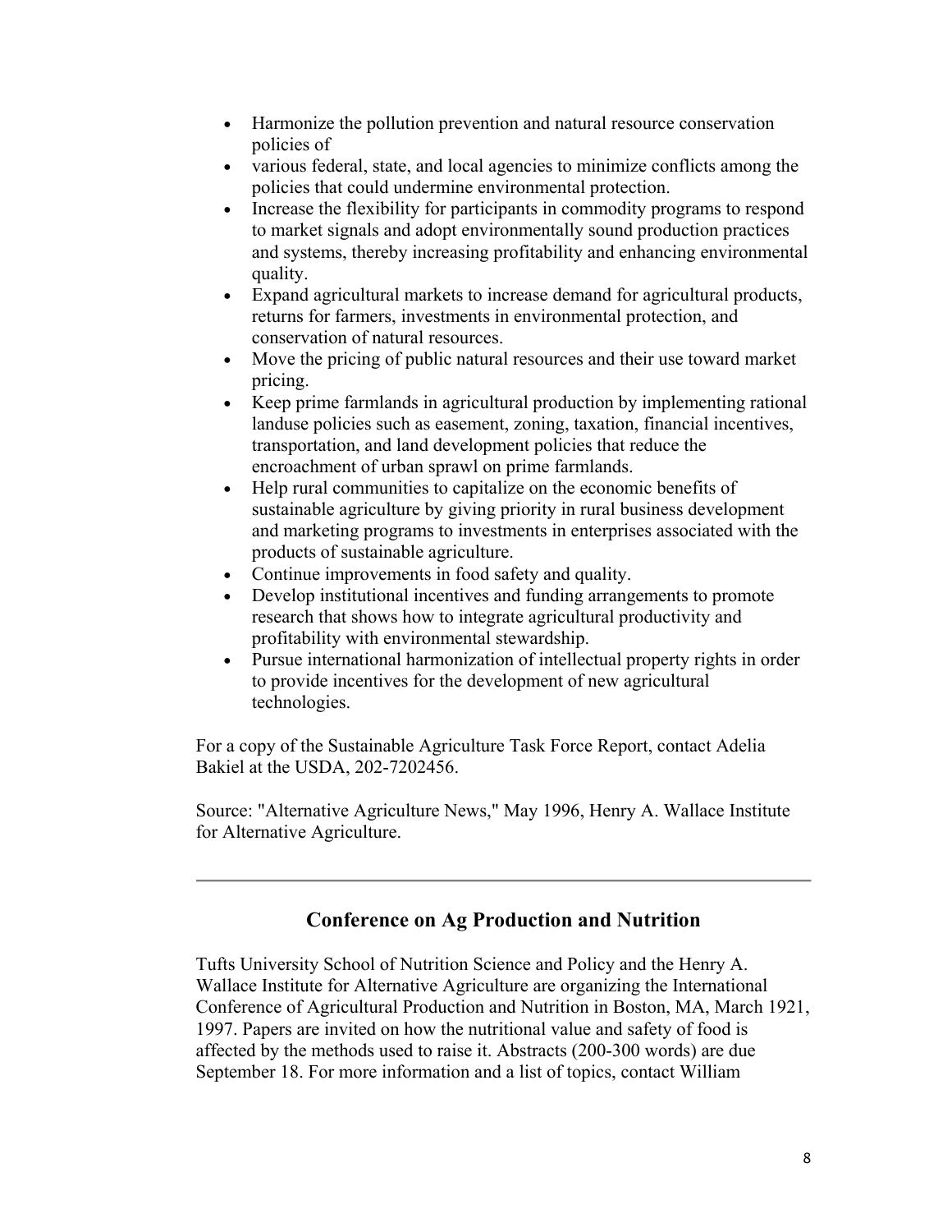- Harmonize the pollution prevention and natural resource conservation policies of
- various federal, state, and local agencies to minimize conflicts among the policies that could undermine environmental protection.
- Increase the flexibility for participants in commodity programs to respond to market signals and adopt environmentally sound production practices and systems, thereby increasing profitability and enhancing environmental quality.
- Expand agricultural markets to increase demand for agricultural products, returns for farmers, investments in environmental protection, and conservation of natural resources.
- Move the pricing of public natural resources and their use toward market pricing.
- Keep prime farmlands in agricultural production by implementing rational landuse policies such as easement, zoning, taxation, financial incentives, transportation, and land development policies that reduce the encroachment of urban sprawl on prime farmlands.
- Help rural communities to capitalize on the economic benefits of sustainable agriculture by giving priority in rural business development and marketing programs to investments in enterprises associated with the products of sustainable agriculture.
- Continue improvements in food safety and quality.
- Develop institutional incentives and funding arrangements to promote research that shows how to integrate agricultural productivity and profitability with environmental stewardship.
- Pursue international harmonization of intellectual property rights in order to provide incentives for the development of new agricultural technologies.

For a copy of the Sustainable Agriculture Task Force Report, contact Adelia Bakiel at the USDA, 202-7202456.

Source: "Alternative Agriculture News," May 1996, Henry A. Wallace Institute for Alternative Agriculture.

---

## Conference on Ag Production and Nutrition

Tufts University School of Nutrition Science and Policy and the Henry A. Wallace Institute for Alternative Agriculture are organizing the International Conference of Agricultural Production and Nutrition in Boston, MA, March 1921, 1997. Papers are invited on how the nutritional value and safety of food is affected by the methods used to raise it. Abstracts (200-300 words) are due September 18. For more information and a list of topics, contact William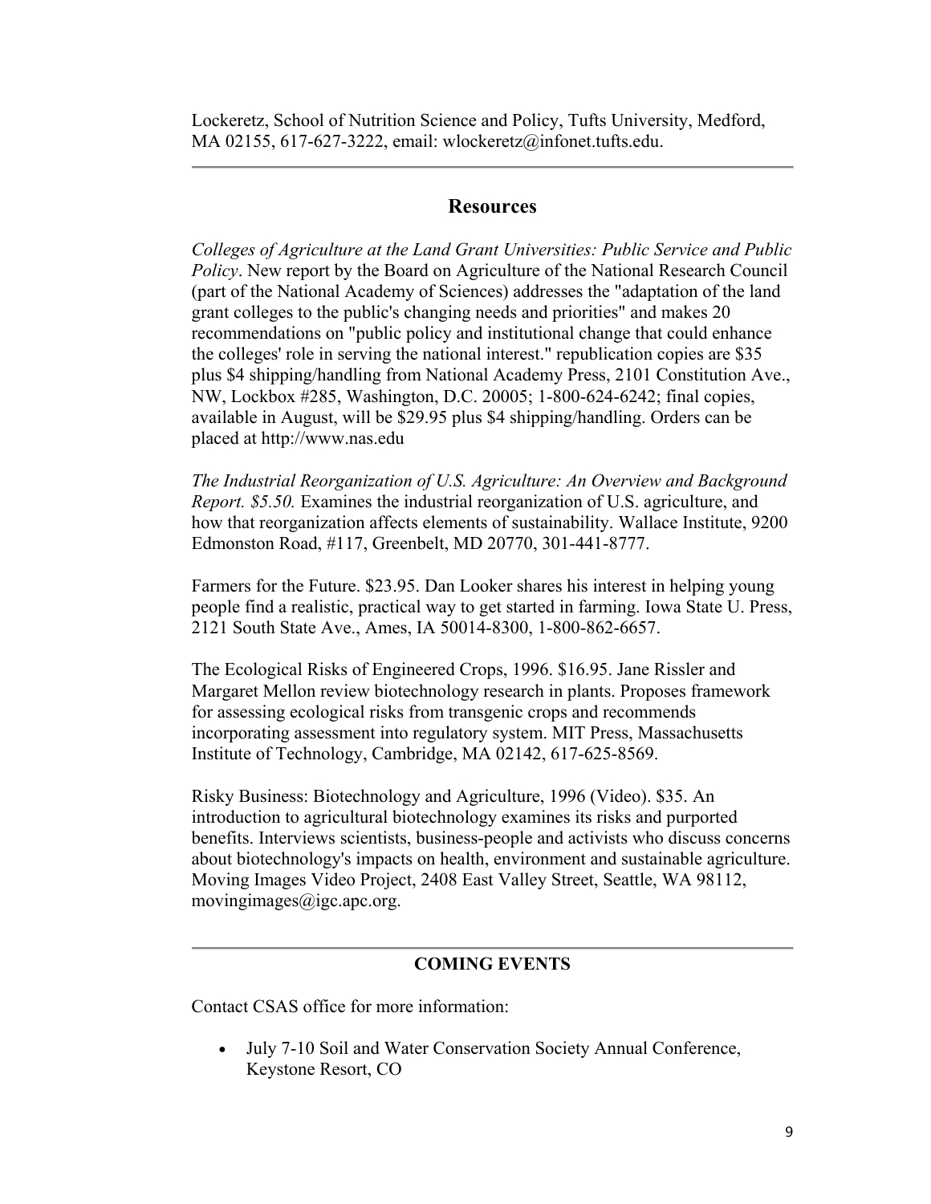Lockeretz, School of Nutrition Science and Policy, Tufts University, Medford, MA 02155, 617-627-3222, email: wlockeretz@infonet.tufts.edu.

---

## Resources

*Colleges of Agriculture at the Land Grant Universities: Public Service and Public Policy*. New report by the Board on Agriculture of the National Research Council (part of the National Academy of Sciences) addresses the "adaptation of the land grant colleges to the public's changing needs and priorities" and makes 20 recommendations on "public policy and institutional change that could enhance the colleges' role in serving the national interest." republication copies are $35 plus $4 shipping/handling from National Academy Press, 2101 Constitution Ave., NW, Lockbox #285, Washington, D.C. 20005; 1-800-624-6242; final copies, available in August, will be $29.95 plus $4 shipping/handling. Orders can be placed at http://www.nas.edu

*The Industrial Reorganization of U.S. Agriculture: An Overview and Background Report. $5.50.* Examines the industrial reorganization of U.S. agriculture, and how that reorganization affects elements of sustainability. Wallace Institute, 9200 Edmonston Road, #117, Greenbelt, MD 20770, 301-441-8777.

Farmers for the Future. $23.95. Dan Looker shares his interest in helping young people find a realistic, practical way to get started in farming. Iowa State U. Press, 2121 South State Ave., Ames, IA 50014-8300, 1-800-862-6657.

The Ecological Risks of Engineered Crops, 1996. $16.95. Jane Rissler and Margaret Mellon review biotechnology research in plants. Proposes framework for assessing ecological risks from transgenic crops and recommends incorporating assessment into regulatory system. MIT Press, Massachusetts Institute of Technology, Cambridge, MA 02142, 617-625-8569.

Risky Business: Biotechnology and Agriculture, 1996 (Video). $35. An introduction to agricultural biotechnology examines its risks and purported benefits. Interviews scientists, business-people and activists who discuss concerns about biotechnology's impacts on health, environment and sustainable agriculture. Moving Images Video Project, 2408 East Valley Street, Seattle, WA 98112, movingimages@igc.apc.org.

---

**COMING EVENTS**

Contact CSAS office for more information:

- July 7-10 Soil and Water Conservation Society Annual Conference, Keystone Resort, CO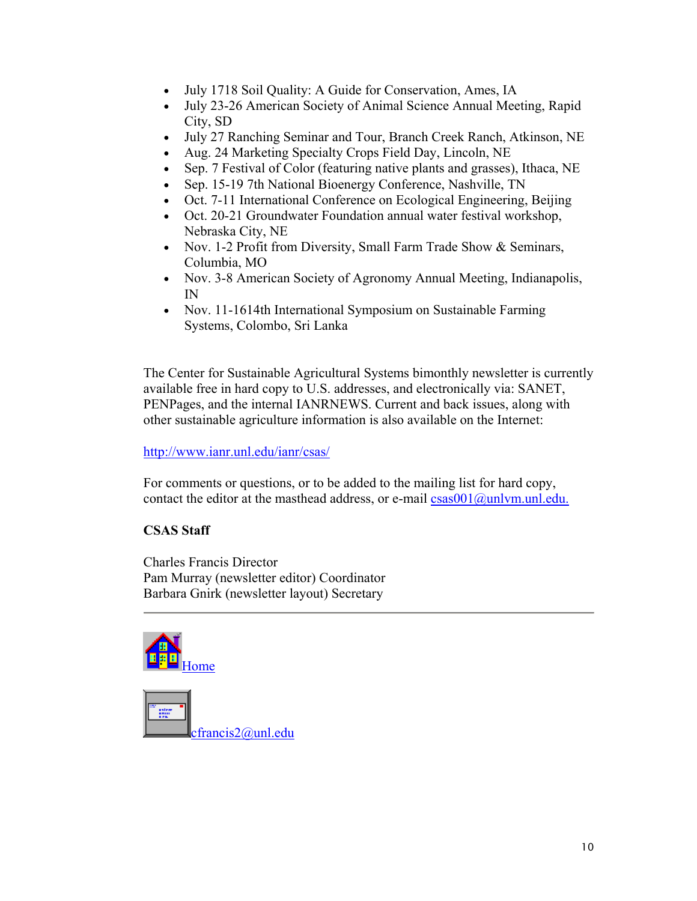- July 1718 Soil Quality: A Guide for Conservation, Ames, IA
- July 23-26 American Society of Animal Science Annual Meeting, Rapid City, SD
- July 27 Ranching Seminar and Tour, Branch Creek Ranch, Atkinson, NE
- Aug. 24 Marketing Specialty Crops Field Day, Lincoln, NE
- Sep. 7 Festival of Color (featuring native plants and grasses), Ithaca, NE
- Sep. 15-19 7th National Bioenergy Conference, Nashville, TN
- Oct. 7-11 International Conference on Ecological Engineering, Beijing
- Oct. 20-21 Groundwater Foundation annual water festival workshop, Nebraska City, NE
- Nov. 1-2 Profit from Diversity, Small Farm Trade Show & Seminars, Columbia, MO
- Nov. 3-8 American Society of Agronomy Annual Meeting, Indianapolis, IN
- Nov. 11-1614th International Symposium on Sustainable Farming Systems, Colombo, Sri Lanka

The Center for Sustainable Agricultural Systems bimonthly newsletter is currently available free in hard copy to U.S. addresses, and electronically via: SANET, PENPages, and the internal IANRNEWS. Current and back issues, along with other sustainable agriculture information is also available on the Internet:

http://www.ianr.unl.edu/ianr/csas/

For comments or questions, or to be added to the mailing list for hard copy, contact the editor at the masthead address, or e-mail csas001@unlvm.unl.edu.

**CSAS Staff**

Charles Francis Director
Pam Murray (newsletter editor) Coordinator
Barbara Gnirk (newsletter layout) Secretary

---

Home

cfrancis2@unl.edu